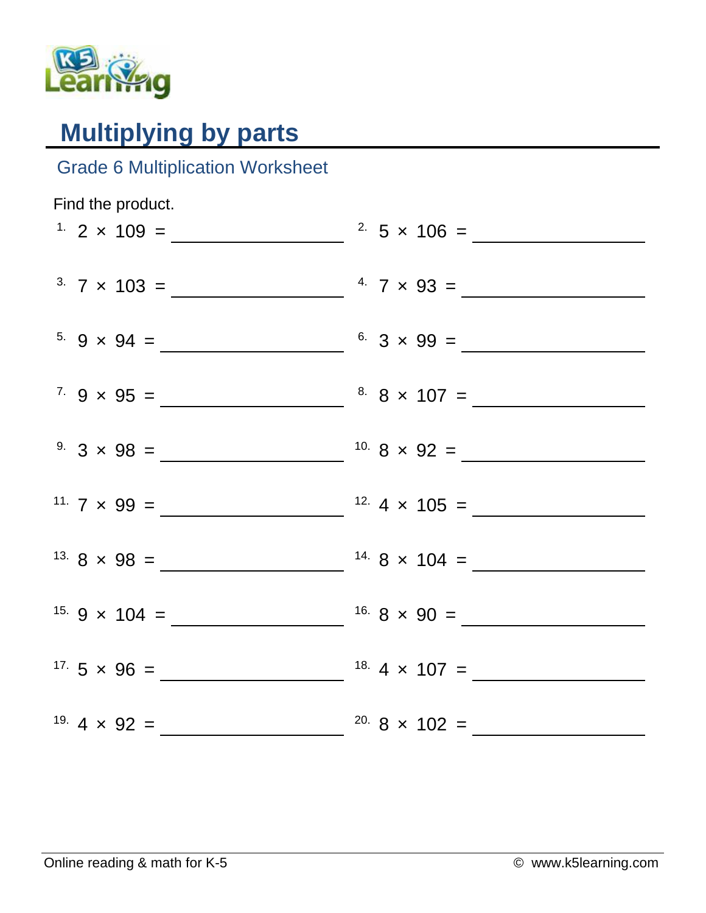# Multiplying by parts

## Grade 6 Multiplication Worksheet

Find the product.

1. $2 \times 109 =$ ____________
2. $5 \times 106 =$ ____________
3. $7 \times 103 =$ ____________
4. $7 \times 93 =$ ____________
5. $9 \times 94 =$ ____________
6. $3 \times 99 =$ ____________
7. $9 \times 95 =$ ____________
8. $8 \times 107 =$ ____________
9. $3 \times 98 =$ ____________
10. $8 \times 92 =$ ____________
11. $7 \times 99 =$ ____________
12. $4 \times 105 =$ ____________
13. $8 \times 98 =$ ____________
14. $8 \times 104 =$ ____________
15. $9 \times 104 =$ ____________
16. $8 \times 90 =$ ____________
17. $5 \times 96 =$ ____________
18. $4 \times 107 =$ ____________
19. $4 \times 92 =$ ____________
20. $8 \times 102 =$ ____________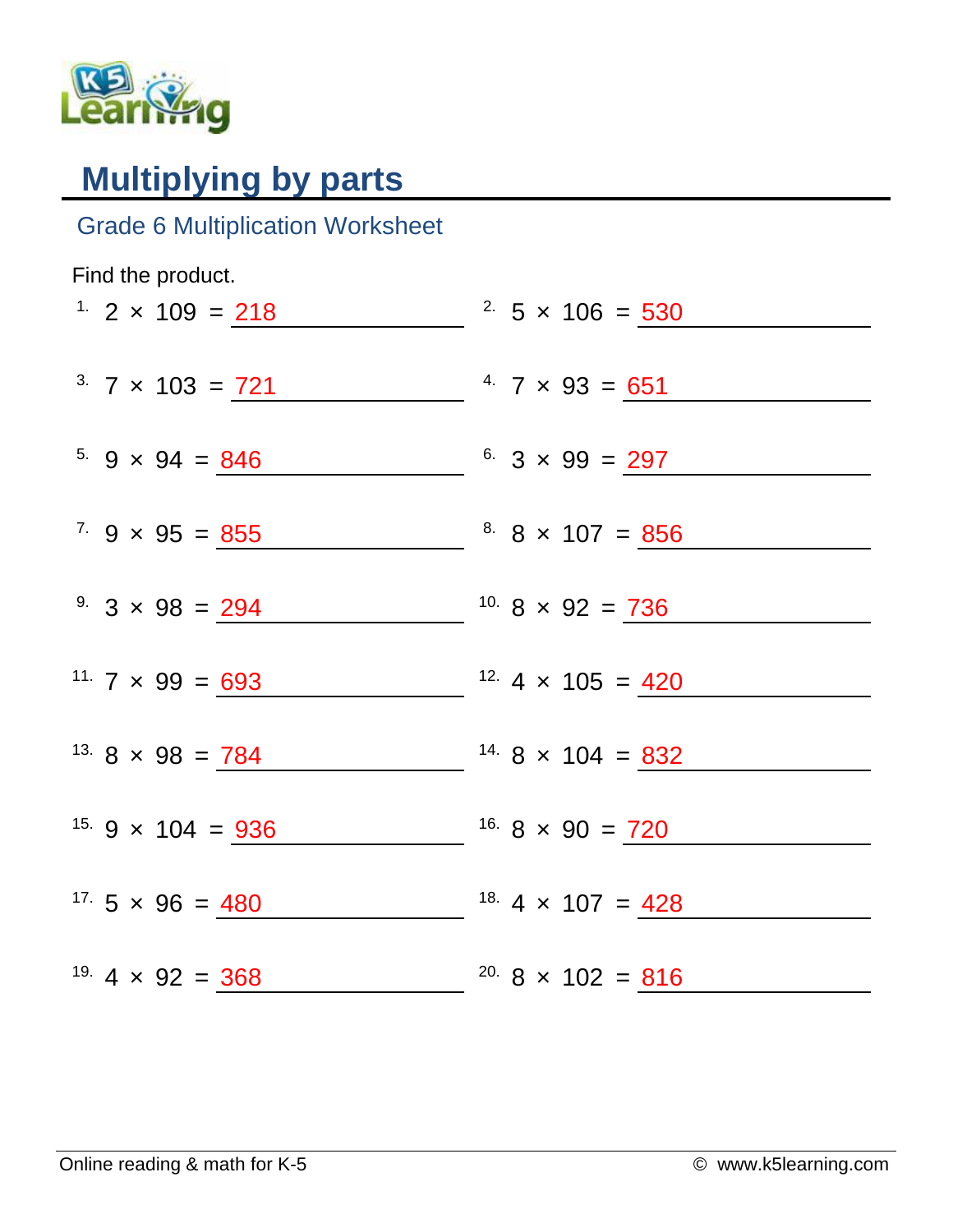# Multiplying by parts

## Grade 6 Multiplication Worksheet

Find the product.

1. $2 \times 109 = 218$
2. $5 \times 106 = 530$
3. $7 \times 103 = 721$
4. $7 \times 93 = 651$
5. $9 \times 94 = 846$
6. $3 \times 99 = 297$
7. $9 \times 95 = 855$
8. $8 \times 107 = 856$
9. $3 \times 98 = 294$
10. $8 \times 92 = 736$
11. $7 \times 99 = 693$
12. $4 \times 105 = 420$
13. $8 \times 98 = 784$
14. $8 \times 104 = 832$
15. $9 \times 104 = 936$
16. $8 \times 90 = 720$
17. $5 \times 96 = 480$
18. $4 \times 107 = 428$
19. $4 \times 92 = 368$
20. $8 \times 102 = 816$